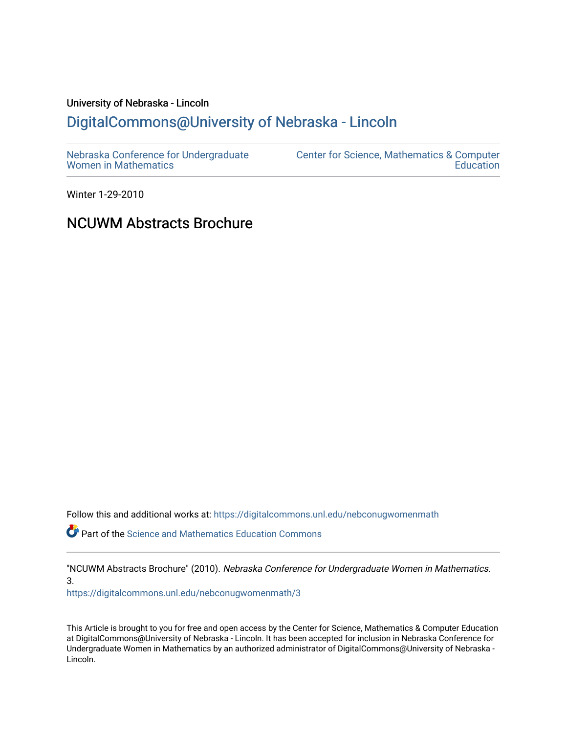University of Nebraska - Lincoln

## DigitalCommons@University of Nebraska - Lincoln

Nebraska Conference for Undergraduate Women in Mathematics

Center for Science, Mathematics & Computer Education

Winter 1-29-2010

# NCUWM Abstracts Brochure

Follow this and additional works at: https://digitalcommons.unl.edu/nebconugwomenmath

Part of the Science and Mathematics Education Commons

"NCUWM Abstracts Brochure" (2010). *Nebraska Conference for Undergraduate Women in Mathematics*. 3.
https://digitalcommons.unl.edu/nebconugwomenmath/3

This Article is brought to you for free and open access by the Center for Science, Mathematics & Computer Education at DigitalCommons@University of Nebraska - Lincoln. It has been accepted for inclusion in Nebraska Conference for Undergraduate Women in Mathematics by an authorized administrator of DigitalCommons@University of Nebraska - Lincoln.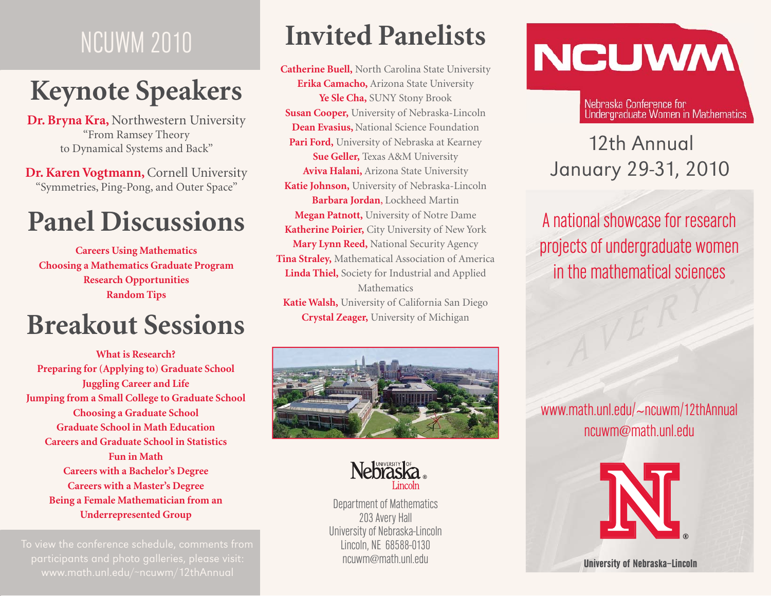NCUWM 2010

# Keynote Speakers

**Dr. Bryna Kra,** Northwestern University
"From Ramsey Theory to Dynamical Systems and Back"

**Dr. Karen Vogtmann,** Cornell University
"Symmetries, Ping-Pong, and Outer Space"

# Panel Discussions

**Careers Using Mathematics**
**Choosing a Mathematics Graduate Program**
**Research Opportunities**
**Random Tips**

# Breakout Sessions

**What is Research?**
**Preparing for (Applying to) Graduate School**
**Juggling Career and Life**
**Jumping from a Small College to Graduate School**
**Choosing a Graduate School**
**Graduate School in Math Education**
**Careers and Graduate School in Statistics**
**Fun in Math**
**Careers with a Bachelor's Degree**
**Careers with a Master's Degree**
**Being a Female Mathematician from an Underrepresented Group**

To view the conference schedule, comments from participants and photo galleries, please visit: www.math.unl.edu/~ncuwm/12thAnnual

# Invited Panelists

**Catherine Buell,** North Carolina State University
**Erika Camacho,** Arizona State University
**Ye Sle Cha,** SUNY Stony Brook
**Susan Cooper,** University of Nebraska-Lincoln
**Dean Evasius,** National Science Foundation
**Pari Ford,** University of Nebraska at Kearney
**Sue Geller,** Texas A&M University
**Aviva Halani,** Arizona State University
**Katie Johnson,** University of Nebraska-Lincoln
**Barbara Jordan**, Lockheed Martin
**Megan Patnott,** University of Notre Dame
**Katherine Poirier,** City University of New York
**Mary Lynn Reed,** National Security Agency
**Tina Straley,** Mathematical Association of America
**Linda Thiel,** Society for Industrial and Applied Mathematics
**Katie Walsh,** University of California San Diego
**Crystal Zeager,** University of Michigan

University of Nebraska Lincoln

Department of Mathematics
203 Avery Hall
University of Nebraska-Lincoln
Lincoln, NE 68588-0130
ncuwm@math.unl.edu

NCUWM
Nebraska Conference for Undergraduate Women in Mathematics

12th Annual
January 29-31, 2010

A national showcase for research projects of undergraduate women in the mathematical sciences

www.math.unl.edu/~ncuwm/12thAnnual
ncuwm@math.unl.edu

University of Nebraska–Lincoln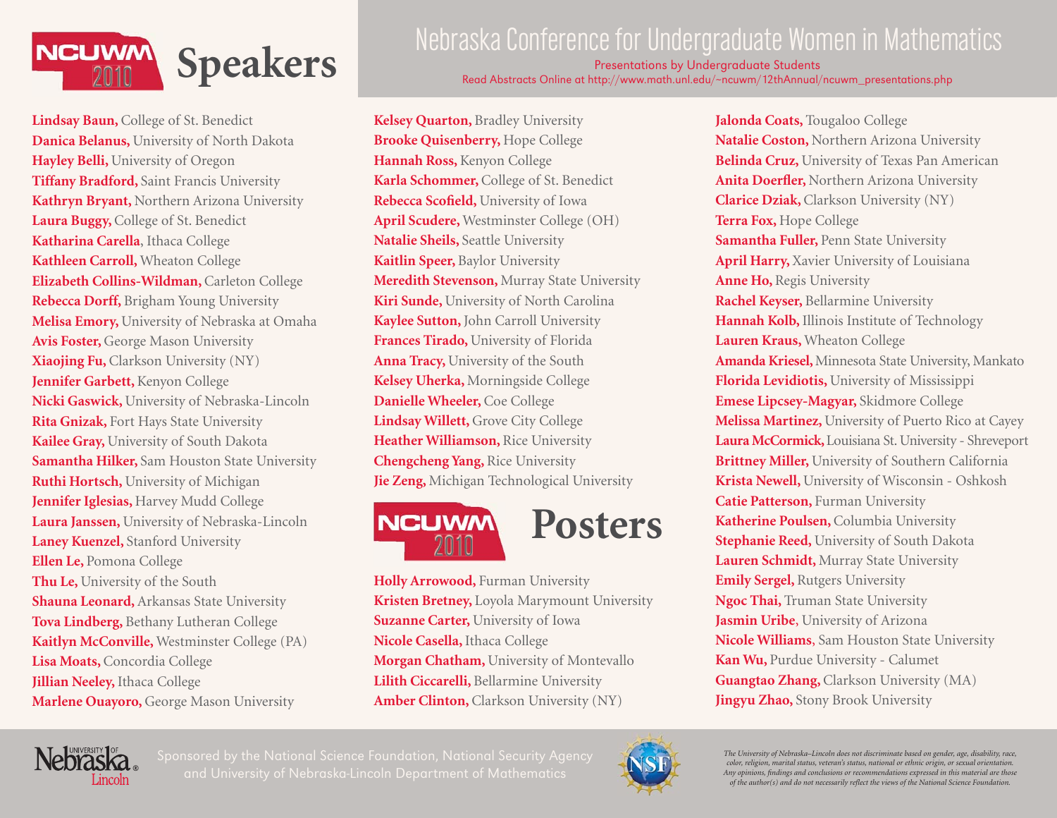# Nebraska Conference for Undergraduate Women in Mathematics

Presentations by Undergraduate Students

Read Abstracts Online at http://www.math.unl.edu/~ncuwm/12thAnnual/ncuwm_presentations.php

## NCUWM 2010 Speakers

**Lindsay Baun,** College of St. Benedict
**Danica Belanus,** University of North Dakota
**Hayley Belli,** University of Oregon
**Tiffany Bradford,** Saint Francis University
**Kathryn Bryant,** Northern Arizona University
**Laura Buggy,** College of St. Benedict
**Katharina Carella**, Ithaca College
**Kathleen Carroll,** Wheaton College
**Elizabeth Collins-Wildman,** Carleton College
**Rebecca Dorff,** Brigham Young University
**Melisa Emory,** University of Nebraska at Omaha
**Avis Foster,** George Mason University
**Xiaojing Fu,** Clarkson University (NY)
**Jennifer Garbett,** Kenyon College
**Nicki Gaswick,** University of Nebraska-Lincoln
**Rita Gnizak,** Fort Hays State University
**Kailee Gray,** University of South Dakota
**Samantha Hilker,** Sam Houston State University
**Ruthi Hortsch,** University of Michigan
**Jennifer Iglesias,** Harvey Mudd College
**Laura Janssen,** University of Nebraska-Lincoln
**Laney Kuenzel,** Stanford University
**Ellen Le,** Pomona College
**Thu Le,** University of the South
**Shauna Leonard,** Arkansas State University
**Tova Lindberg,** Bethany Lutheran College
**Kaitlyn McConville,** Westminster College (PA)
**Lisa Moats,** Concordia College
**Jillian Neeley,** Ithaca College
**Marlene Ouayoro,** George Mason University
**Kelsey Quarton,** Bradley University
**Brooke Quisenberry,** Hope College
**Hannah Ross,** Kenyon College
**Karla Schommer,** College of St. Benedict
**Rebecca Scofield,** University of Iowa
**April Scudere,** Westminster College (OH)
**Natalie Sheils,** Seattle University
**Kaitlin Speer,** Baylor University
**Meredith Stevenson,** Murray State University
**Kiri Sunde,** University of North Carolina
**Kaylee Sutton,** John Carroll University
**Frances Tirado,** University of Florida
**Anna Tracy,** University of the South
**Kelsey Uherka,** Morningside College
**Danielle Wheeler,** Coe College
**Lindsay Willett,** Grove City College
**Heather Williamson,** Rice University
**Chengcheng Yang,** Rice University
**Jie Zeng,** Michigan Technological University

## NCUWM 2010 Posters

**Holly Arrowood,** Furman University
**Kristen Bretney,** Loyola Marymount University
**Suzanne Carter,** University of Iowa
**Nicole Casella,** Ithaca College
**Morgan Chatham,** University of Montevallo
**Lilith Ciccarelli,** Bellarmine University
**Amber Clinton,** Clarkson University (NY)
**Jalonda Coats,** Tougaloo College
**Natalie Coston,** Northern Arizona University
**Belinda Cruz,** University of Texas Pan American
**Anita Doerfler,** Northern Arizona University
**Clarice Dziak,** Clarkson University (NY)
**Terra Fox,** Hope College
**Samantha Fuller,** Penn State University
**April Harry,** Xavier University of Louisiana
**Anne Ho,** Regis University
**Rachel Keyser,** Bellarmine University
**Hannah Kolb,** Illinois Institute of Technology
**Lauren Kraus,** Wheaton College
**Amanda Kriesel,** Minnesota State University, Mankato
**Florida Levidiotis,** University of Mississippi
**Emese Lipcsey-Magyar,** Skidmore College
**Melissa Martinez,** University of Puerto Rico at Cayey
**Laura McCormick,** Louisiana St. University - Shreveport
**Brittney Miller,** University of Southern California
**Krista Newell,** University of Wisconsin - Oshkosh
**Catie Patterson,** Furman University
**Katherine Poulsen,** Columbia University
**Stephanie Reed,** University of South Dakota
**Lauren Schmidt,** Murray State University
**Emily Sergel,** Rutgers University
**Ngoc Thai,** Truman State University
**Jasmin Uribe**, University of Arizona
**Nicole Williams**, Sam Houston State University
**Kan Wu,** Purdue University - Calumet
**Guangtao Zhang,** Clarkson University (MA)
**Jingyu Zhao,** Stony Brook University

Nebraska University of Lincoln

Sponsored by the National Science Foundation, National Security Agency and University of Nebraska-Lincoln Department of Mathematics

NSF

*The University of Nebraska–Lincoln does not discriminate based on gender, age, disability, race, color, religion, marital status, veteran's status, national or ethnic origin, or sexual orientation. Any opinions, findings and conclusions or recommendations expressed in this material are those of the author(s) and do not necessarily reflect the views of the National Science Foundation.*